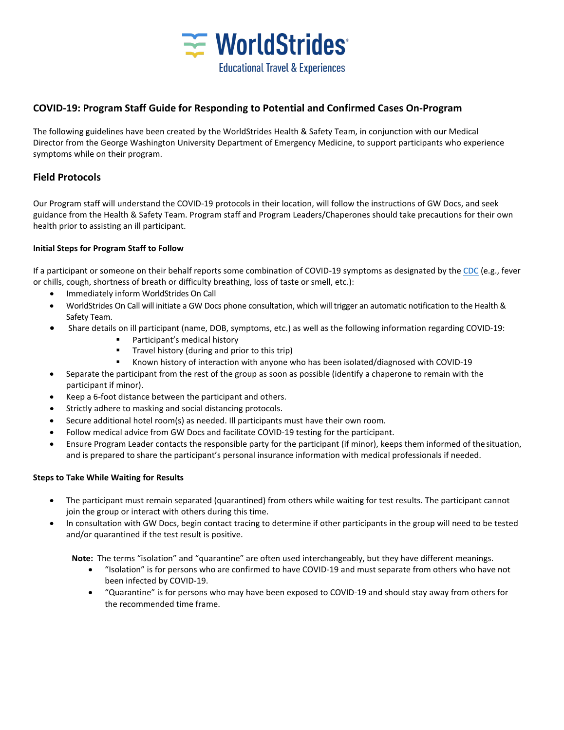WorldStrides
Educational Travel & Experiences

## COVID-19: Program Staff Guide for Responding to Potential and Confirmed Cases On-Program

The following guidelines have been created by the WorldStrides Health & Safety Team, in conjunction with our Medical Director from the George Washington University Department of Emergency Medicine, to support participants who experience symptoms while on their program.

## Field Protocols

Our Program staff will understand the COVID-19 protocols in their location, will follow the instructions of GW Docs, and seek guidance from the Health & Safety Team. Program staff and Program Leaders/Chaperones should take precautions for their own health prior to assisting an ill participant.

#### Initial Steps for Program Staff to Follow

If a participant or someone on their behalf reports some combination of COVID-19 symptoms as designated by the CDC (e.g., fever or chills, cough, shortness of breath or difficulty breathing, loss of taste or smell, etc.):

- Immediately inform WorldStrides On Call
- WorldStrides On Call will initiate a GW Docs phone consultation, which will trigger an automatic notification to the Health & Safety Team.
- Share details on ill participant (name, DOB, symptoms, etc.) as well as the following information regarding COVID-19:
    - Participant's medical history
    - Travel history (during and prior to this trip)
    - Known history of interaction with anyone who has been isolated/diagnosed with COVID-19
- Separate the participant from the rest of the group as soon as possible (identify a chaperone to remain with the participant if minor).
- Keep a 6-foot distance between the participant and others.
- Strictly adhere to masking and social distancing protocols.
- Secure additional hotel room(s) as needed. Ill participants must have their own room.
- Follow medical advice from GW Docs and facilitate COVID-19 testing for the participant.
- Ensure Program Leader contacts the responsible party for the participant (if minor), keeps them informed of the situation, and is prepared to share the participant's personal insurance information with medical professionals if needed.

#### Steps to Take While Waiting for Results

- The participant must remain separated (quarantined) from others while waiting for test results. The participant cannot join the group or interact with others during this time.
- In consultation with GW Docs, begin contact tracing to determine if other participants in the group will need to be tested and/or quarantined if the test result is positive.

**Note:** The terms "isolation" and "quarantine" are often used interchangeably, but they have different meanings.

- "Isolation" is for persons who are confirmed to have COVID-19 and must separate from others who have not been infected by COVID-19.
- "Quarantine" is for persons who may have been exposed to COVID-19 and should stay away from others for the recommended time frame.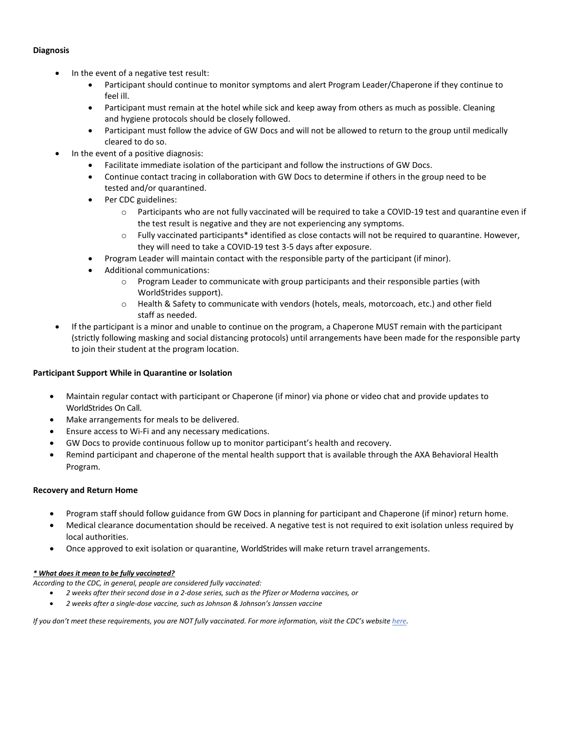**Diagnosis**

- In the event of a negative test result:
  - Participant should continue to monitor symptoms and alert Program Leader/Chaperone if they continue to feel ill.
  - Participant must remain at the hotel while sick and keep away from others as much as possible. Cleaning and hygiene protocols should be closely followed.
  - Participant must follow the advice of GW Docs and will not be allowed to return to the group until medically cleared to do so.
- In the event of a positive diagnosis:
  - Facilitate immediate isolation of the participant and follow the instructions of GW Docs.
  - Continue contact tracing in collaboration with GW Docs to determine if others in the group need to be tested and/or quarantined.
  - Per CDC guidelines:
    - Participants who are not fully vaccinated will be required to take a COVID-19 test and quarantine even if the test result is negative and they are not experiencing any symptoms.
    - Fully vaccinated participants* identified as close contacts will not be required to quarantine. However, they will need to take a COVID-19 test 3-5 days after exposure.
  - Program Leader will maintain contact with the responsible party of the participant (if minor).
  - Additional communications:
    - Program Leader to communicate with group participants and their responsible parties (with WorldStrides support).
    - Health & Safety to communicate with vendors (hotels, meals, motorcoach, etc.) and other field staff as needed.
- If the participant is a minor and unable to continue on the program, a Chaperone MUST remain with the participant (strictly following masking and social distancing protocols) until arrangements have been made for the responsible party to join their student at the program location.

**Participant Support While in Quarantine or Isolation**

- Maintain regular contact with participant or Chaperone (if minor) via phone or video chat and provide updates to WorldStrides On Call.
- Make arrangements for meals to be delivered.
- Ensure access to Wi-Fi and any necessary medications.
- GW Docs to provide continuous follow up to monitor participant's health and recovery.
- Remind participant and chaperone of the mental health support that is available through the AXA Behavioral Health Program.

**Recovery and Return Home**

- Program staff should follow guidance from GW Docs in planning for participant and Chaperone (if minor) return home.
- Medical clearance documentation should be received. A negative test is not required to exit isolation unless required by local authorities.
- Once approved to exit isolation or quarantine, WorldStrides will make return travel arrangements.

***\* What does it mean to be fully vaccinated?***

*According to the CDC, in general, people are considered fully vaccinated:*

- *2 weeks after their second dose in a 2-dose series, such as the Pfizer or Moderna vaccines, or*
- *2 weeks after a single-dose vaccine, such as Johnson & Johnson's Janssen vaccine*

*If you don't meet these requirements, you are NOT fully vaccinated. For more information, visit the CDC's website here.*